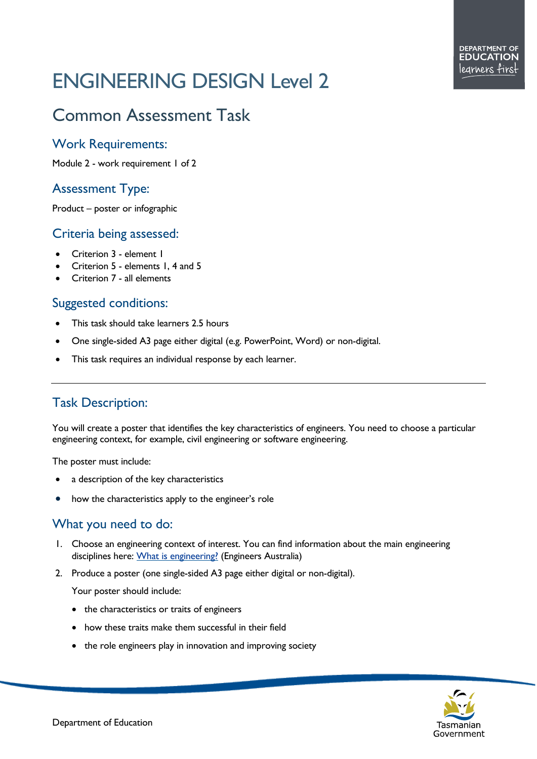# ENGINEERING DESIGN Level 2

## Common Assessment Task

### Work Requirements:

Module 2 - work requirement 1 of 2

### Assessment Type:

Product – poster or infographic

### Criteria being assessed:

- Criterion 3 - element 1
- Criterion 5 - elements 1, 4 and 5
- Criterion 7 - all elements

### Suggested conditions:

- This task should take learners 2.5 hours
- One single-sided A3 page either digital (e.g. PowerPoint, Word) or non-digital.
- This task requires an individual response by each learner.

---

### Task Description:

You will create a poster that identifies the key characteristics of engineers. You need to choose a particular engineering context, for example, civil engineering or software engineering.

The poster must include:

- a description of the key characteristics
- how the characteristics apply to the engineer's role

### What you need to do:

1. Choose an engineering context of interest. You can find information about the main engineering disciplines here: [What is engineering?](#) (Engineers Australia)
2. Produce a poster (one single-sided A3 page either digital or non-digital).

   Your poster should include:

   - the characteristics or traits of engineers
   - how these traits make them successful in their field
   - the role engineers play in innovation and improving society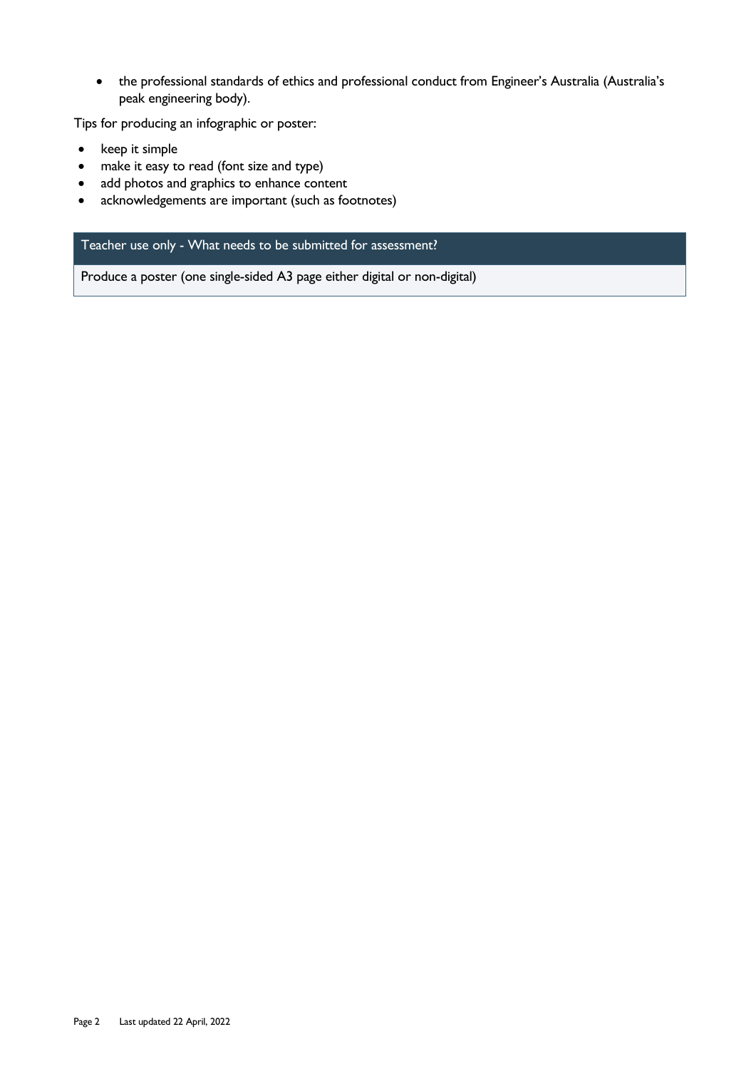- the professional standards of ethics and professional conduct from Engineer's Australia (Australia's peak engineering body).

Tips for producing an infographic or poster:

- keep it simple
- make it easy to read (font size and type)
- add photos and graphics to enhance content
- acknowledgements are important (such as footnotes)

| Teacher use only - What needs to be submitted for assessment? |
| --- |
| Produce a poster (one single-sided A3 page either digital or non-digital) |